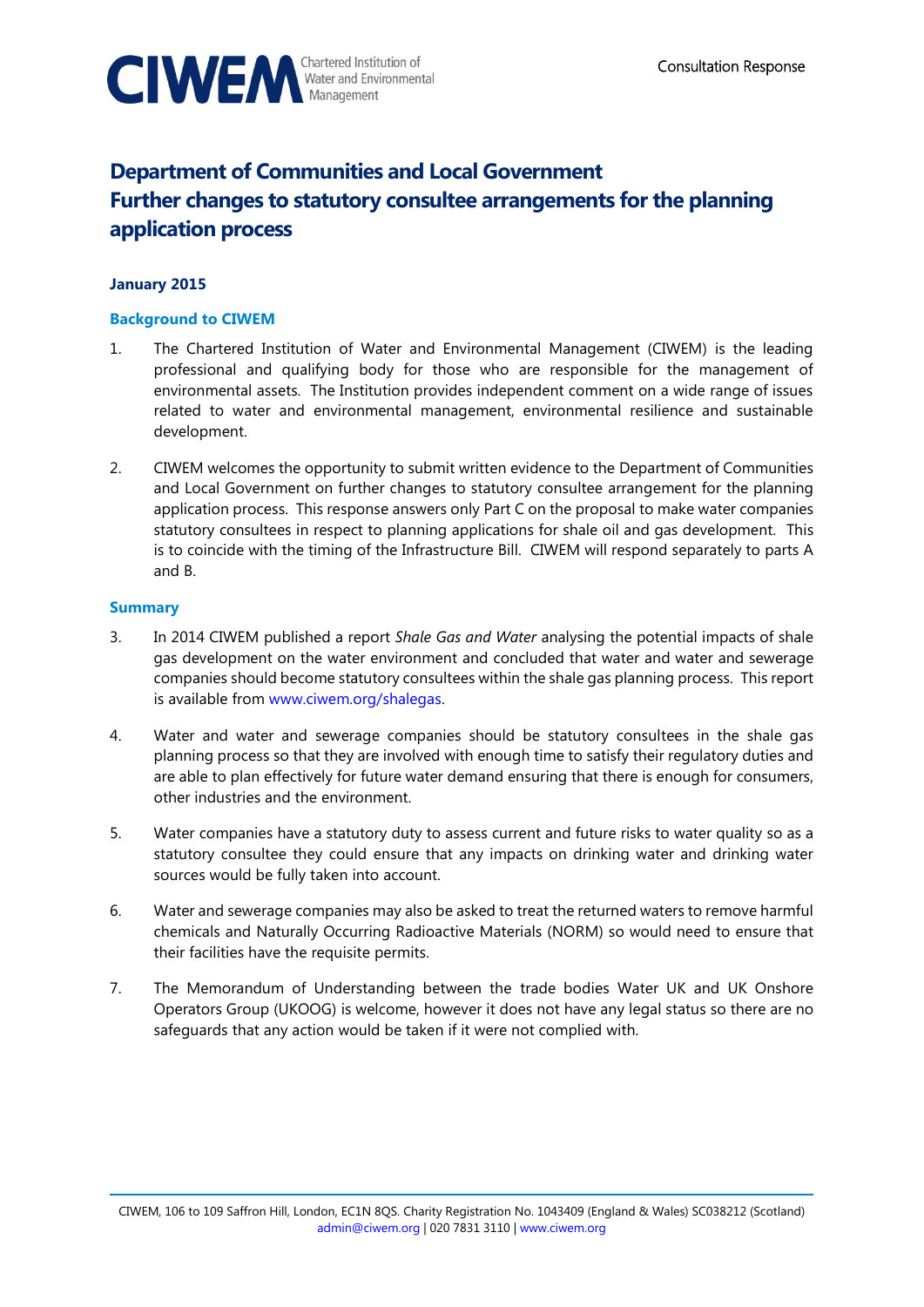CIWEM Chartered Institution of Water and Environmental Management

Consultation Response

# Department of Communities and Local Government
# Further changes to statutory consultee arrangements for the planning application process

**January 2015**

## Background to CIWEM

1. The Chartered Institution of Water and Environmental Management (CIWEM) is the leading professional and qualifying body for those who are responsible for the management of environmental assets. The Institution provides independent comment on a wide range of issues related to water and environmental management, environmental resilience and sustainable development.

2. CIWEM welcomes the opportunity to submit written evidence to the Department of Communities and Local Government on further changes to statutory consultee arrangement for the planning application process. This response answers only Part C on the proposal to make water companies statutory consultees in respect to planning applications for shale oil and gas development. This is to coincide with the timing of the Infrastructure Bill. CIWEM will respond separately to parts A and B.

## Summary

3. In 2014 CIWEM published a report *Shale Gas and Water* analysing the potential impacts of shale gas development on the water environment and concluded that water and water and sewerage companies should become statutory consultees within the shale gas planning process. This report is available from www.ciwem.org/shalegas.

4. Water and water and sewerage companies should be statutory consultees in the shale gas planning process so that they are involved with enough time to satisfy their regulatory duties and are able to plan effectively for future water demand ensuring that there is enough for consumers, other industries and the environment.

5. Water companies have a statutory duty to assess current and future risks to water quality so as a statutory consultee they could ensure that any impacts on drinking water and drinking water sources would be fully taken into account.

6. Water and sewerage companies may also be asked to treat the returned waters to remove harmful chemicals and Naturally Occurring Radioactive Materials (NORM) so would need to ensure that their facilities have the requisite permits.

7. The Memorandum of Understanding between the trade bodies Water UK and UK Onshore Operators Group (UKOOG) is welcome, however it does not have any legal status so there are no safeguards that any action would be taken if it were not complied with.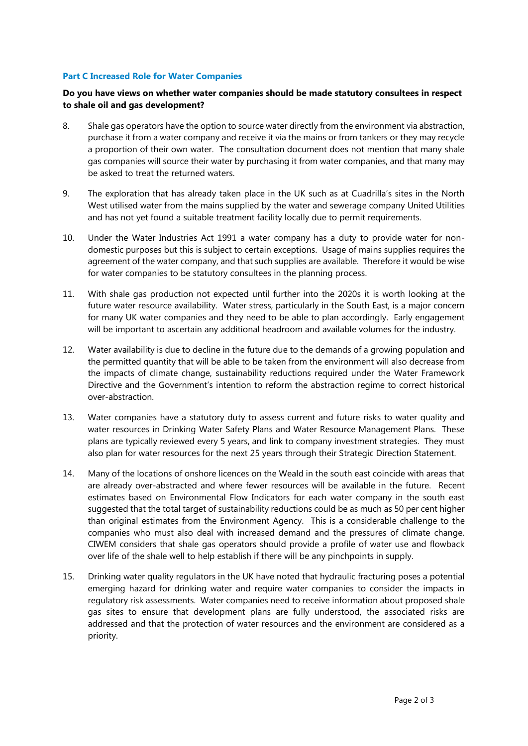## Part C Increased Role for Water Companies

**Do you have views on whether water companies should be made statutory consultees in respect to shale oil and gas development?**

8. Shale gas operators have the option to source water directly from the environment via abstraction, purchase it from a water company and receive it via the mains or from tankers or they may recycle a proportion of their own water. The consultation document does not mention that many shale gas companies will source their water by purchasing it from water companies, and that many may be asked to treat the returned waters.

9. The exploration that has already taken place in the UK such as at Cuadrilla's sites in the North West utilised water from the mains supplied by the water and sewerage company United Utilities and has not yet found a suitable treatment facility locally due to permit requirements.

10. Under the Water Industries Act 1991 a water company has a duty to provide water for non-domestic purposes but this is subject to certain exceptions. Usage of mains supplies requires the agreement of the water company, and that such supplies are available. Therefore it would be wise for water companies to be statutory consultees in the planning process.

11. With shale gas production not expected until further into the 2020s it is worth looking at the future water resource availability. Water stress, particularly in the South East, is a major concern for many UK water companies and they need to be able to plan accordingly. Early engagement will be important to ascertain any additional headroom and available volumes for the industry.

12. Water availability is due to decline in the future due to the demands of a growing population and the permitted quantity that will be able to be taken from the environment will also decrease from the impacts of climate change, sustainability reductions required under the Water Framework Directive and the Government's intention to reform the abstraction regime to correct historical over-abstraction.

13. Water companies have a statutory duty to assess current and future risks to water quality and water resources in Drinking Water Safety Plans and Water Resource Management Plans. These plans are typically reviewed every 5 years, and link to company investment strategies. They must also plan for water resources for the next 25 years through their Strategic Direction Statement.

14. Many of the locations of onshore licences on the Weald in the south east coincide with areas that are already over-abstracted and where fewer resources will be available in the future. Recent estimates based on Environmental Flow Indicators for each water company in the south east suggested that the total target of sustainability reductions could be as much as 50 per cent higher than original estimates from the Environment Agency. This is a considerable challenge to the companies who must also deal with increased demand and the pressures of climate change. CIWEM considers that shale gas operators should provide a profile of water use and flowback over life of the shale well to help establish if there will be any pinchpoints in supply.

15. Drinking water quality regulators in the UK have noted that hydraulic fracturing poses a potential emerging hazard for drinking water and require water companies to consider the impacts in regulatory risk assessments. Water companies need to receive information about proposed shale gas sites to ensure that development plans are fully understood, the associated risks are addressed and that the protection of water resources and the environment are considered as a priority.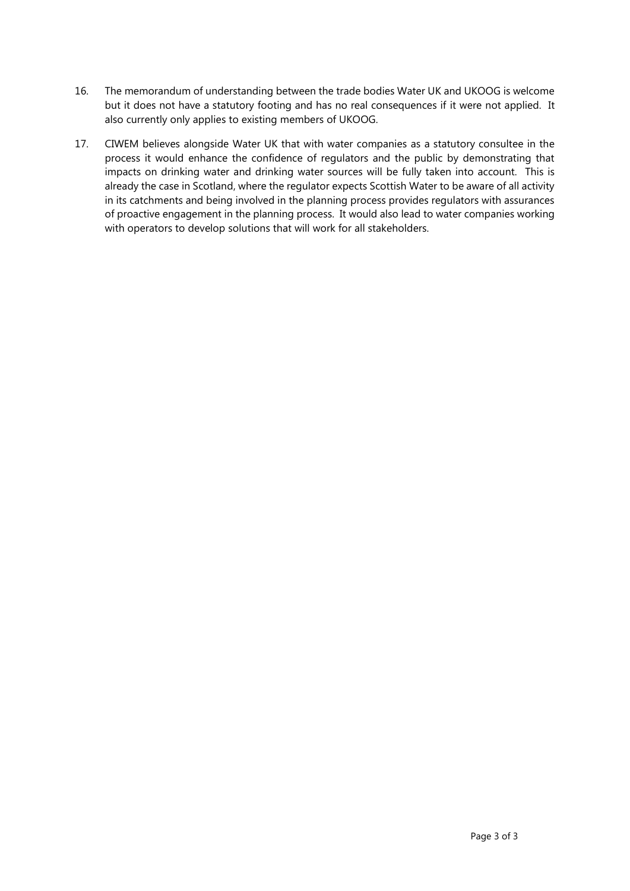16. The memorandum of understanding between the trade bodies Water UK and UKOOG is welcome but it does not have a statutory footing and has no real consequences if it were not applied. It also currently only applies to existing members of UKOOG.

17. CIWEM believes alongside Water UK that with water companies as a statutory consultee in the process it would enhance the confidence of regulators and the public by demonstrating that impacts on drinking water and drinking water sources will be fully taken into account. This is already the case in Scotland, where the regulator expects Scottish Water to be aware of all activity in its catchments and being involved in the planning process provides regulators with assurances of proactive engagement in the planning process. It would also lead to water companies working with operators to develop solutions that will work for all stakeholders.